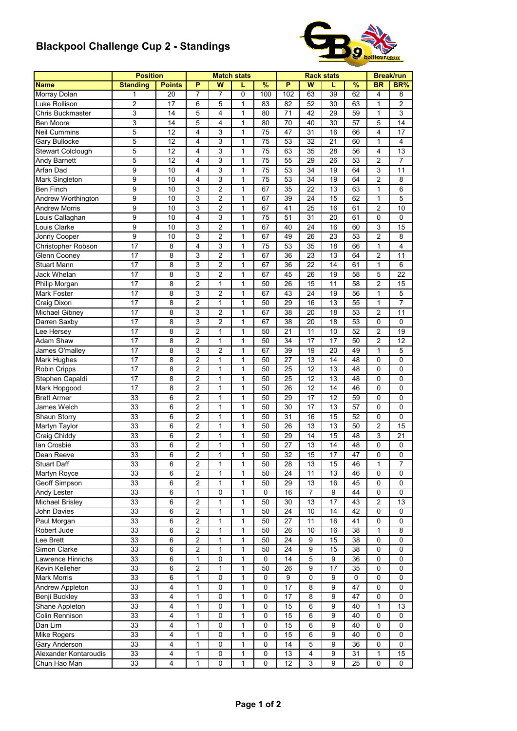# Blackpool Challenge Cup 2 - Standings

| | Position | | Match stats | | | | Rack stats | | | | Break/run | |
|---|---|---|---|---|---|---|---|---|---|---|---|---|
| Name | Standing | Points | P | W | L | % | P | W | L | % | BR | BR% |
| Morray Dolan | 1 | 20 | 7 | 7 | 0 | 100 | 102 | 63 | 39 | 62 | 4 | 8 |
| Luke Rollison | 2 | 17 | 6 | 5 | 1 | 83 | 82 | 52 | 30 | 63 | 1 | 2 |
| Chris Buckmaster | 3 | 14 | 5 | 4 | 1 | 80 | 71 | 42 | 29 | 59 | 1 | 3 |
| Ben Moore | 3 | 14 | 5 | 4 | 1 | 80 | 70 | 40 | 30 | 57 | 5 | 14 |
| Neil Cummins | 5 | 12 | 4 | 3 | 1 | 75 | 47 | 31 | 16 | 66 | 4 | 17 |
| Gary Bullocke | 5 | 12 | 4 | 3 | 1 | 75 | 53 | 32 | 21 | 60 | 1 | 4 |
| Stewart Colclough | 5 | 12 | 4 | 3 | 1 | 75 | 63 | 35 | 28 | 56 | 4 | 13 |
| Andy Barnett | 5 | 12 | 4 | 3 | 1 | 75 | 55 | 29 | 26 | 53 | 2 | 7 |
| Arfan Dad | 9 | 10 | 4 | 3 | 1 | 75 | 53 | 34 | 19 | 64 | 3 | 11 |
| Mark Singleton | 9 | 10 | 4 | 3 | 1 | 75 | 53 | 34 | 19 | 64 | 2 | 8 |
| Ben Finch | 9 | 10 | 3 | 2 | 1 | 67 | 35 | 22 | 13 | 63 | 1 | 6 |
| Andrew Worthington | 9 | 10 | 3 | 2 | 1 | 67 | 39 | 24 | 15 | 62 | 1 | 5 |
| Andrew Morris | 9 | 10 | 3 | 2 | 1 | 67 | 41 | 25 | 16 | 61 | 2 | 10 |
| Louis Callaghan | 9 | 10 | 4 | 3 | 1 | 75 | 51 | 31 | 20 | 61 | 0 | 0 |
| Louis Clarke | 9 | 10 | 3 | 2 | 1 | 67 | 40 | 24 | 16 | 60 | 3 | 15 |
| Jonny Cooper | 9 | 10 | 3 | 2 | 1 | 67 | 49 | 26 | 23 | 53 | 2 | 8 |
| Christopher Robson | 17 | 8 | 4 | 3 | 1 | 75 | 53 | 35 | 18 | 66 | 1 | 4 |
| Glenn Cooney | 17 | 8 | 3 | 2 | 1 | 67 | 36 | 23 | 13 | 64 | 2 | 11 |
| Stuart Mann | 17 | 8 | 3 | 2 | 1 | 67 | 36 | 22 | 14 | 61 | 1 | 6 |
| Jack Whelan | 17 | 8 | 3 | 2 | 1 | 67 | 45 | 26 | 19 | 58 | 5 | 22 |
| Philip Morgan | 17 | 8 | 2 | 1 | 1 | 50 | 26 | 15 | 11 | 58 | 2 | 15 |
| Mark Foster | 17 | 8 | 3 | 2 | 1 | 67 | 43 | 24 | 19 | 56 | 1 | 5 |
| Craig Dixon | 17 | 8 | 2 | 1 | 1 | 50 | 29 | 16 | 13 | 55 | 1 | 7 |
| Michael Gibney | 17 | 8 | 3 | 2 | 1 | 67 | 38 | 20 | 18 | 53 | 2 | 11 |
| Darren Saxby | 17 | 8 | 3 | 2 | 1 | 67 | 38 | 20 | 18 | 53 | 0 | 0 |
| Lee Hersey | 17 | 8 | 2 | 1 | 1 | 50 | 21 | 11 | 10 | 52 | 2 | 19 |
| Adam Shaw | 17 | 8 | 2 | 1 | 1 | 50 | 34 | 17 | 17 | 50 | 2 | 12 |
| James O'malley | 17 | 8 | 3 | 2 | 1 | 67 | 39 | 19 | 20 | 49 | 1 | 5 |
| Mark Hughes | 17 | 8 | 2 | 1 | 1 | 50 | 27 | 13 | 14 | 48 | 0 | 0 |
| Robin Cripps | 17 | 8 | 2 | 1 | 1 | 50 | 25 | 12 | 13 | 48 | 0 | 0 |
| Stephen Capaldi | 17 | 8 | 2 | 1 | 1 | 50 | 25 | 12 | 13 | 48 | 0 | 0 |
| Mark Hopgood | 17 | 8 | 2 | 1 | 1 | 50 | 26 | 12 | 14 | 46 | 0 | 0 |
| Brett Armer | 33 | 6 | 2 | 1 | 1 | 50 | 29 | 17 | 12 | 59 | 0 | 0 |
| James Welch | 33 | 6 | 2 | 1 | 1 | 50 | 30 | 17 | 13 | 57 | 0 | 0 |
| Shaun Storry | 33 | 6 | 2 | 1 | 1 | 50 | 31 | 16 | 15 | 52 | 0 | 0 |
| Martyn Taylor | 33 | 6 | 2 | 1 | 1 | 50 | 26 | 13 | 13 | 50 | 2 | 15 |
| Craig Chiddy | 33 | 6 | 2 | 1 | 1 | 50 | 29 | 14 | 15 | 48 | 3 | 21 |
| Ian Crosbie | 33 | 6 | 2 | 1 | 1 | 50 | 27 | 13 | 14 | 48 | 0 | 0 |
| Dean Reeve | 33 | 6 | 2 | 1 | 1 | 50 | 32 | 15 | 17 | 47 | 0 | 0 |
| Stuart Daff | 33 | 6 | 2 | 1 | 1 | 50 | 28 | 13 | 15 | 46 | 1 | 7 |
| Martyn Royce | 33 | 6 | 2 | 1 | 1 | 50 | 24 | 11 | 13 | 46 | 0 | 0 |
| Geoff Simpson | 33 | 6 | 2 | 1 | 1 | 50 | 29 | 13 | 16 | 45 | 0 | 0 |
| Andy Lester | 33 | 6 | 1 | 0 | 1 | 0 | 16 | 7 | 9 | 44 | 0 | 0 |
| Michael Brisley | 33 | 6 | 2 | 1 | 1 | 50 | 30 | 13 | 17 | 43 | 2 | 13 |
| John Davies | 33 | 6 | 2 | 1 | 1 | 50 | 24 | 10 | 14 | 42 | 0 | 0 |
| Paul Morgan | 33 | 6 | 2 | 1 | 1 | 50 | 27 | 11 | 16 | 41 | 0 | 0 |
| Robert Jude | 33 | 6 | 2 | 1 | 1 | 50 | 26 | 10 | 16 | 38 | 1 | 8 |
| Lee Brett | 33 | 6 | 2 | 1 | 1 | 50 | 24 | 9 | 15 | 38 | 0 | 0 |
| Simon Clarke | 33 | 6 | 2 | 1 | 1 | 50 | 24 | 9 | 15 | 38 | 0 | 0 |
| Lawrence Hinrichs | 33 | 6 | 1 | 0 | 1 | 0 | 14 | 5 | 9 | 36 | 0 | 0 |
| Kevin Kelleher | 33 | 6 | 2 | 1 | 1 | 50 | 26 | 9 | 17 | 35 | 0 | 0 |
| Mark Morris | 33 | 6 | 1 | 0 | 1 | 0 | 9 | 0 | 9 | 0 | 0 | 0 |
| Andrew Appleton | 33 | 4 | 1 | 0 | 1 | 0 | 17 | 8 | 9 | 47 | 0 | 0 |
| Benji Buckley | 33 | 4 | 1 | 0 | 1 | 0 | 17 | 8 | 9 | 47 | 0 | 0 |
| Shane Appleton | 33 | 4 | 1 | 0 | 1 | 0 | 15 | 6 | 9 | 40 | 1 | 13 |
| Colin Rennison | 33 | 4 | 1 | 0 | 1 | 0 | 15 | 6 | 9 | 40 | 0 | 0 |
| Dan Lim | 33 | 4 | 1 | 0 | 1 | 0 | 15 | 6 | 9 | 40 | 0 | 0 |
| Mike Rogers | 33 | 4 | 1 | 0 | 1 | 0 | 15 | 6 | 9 | 40 | 0 | 0 |
| Gary Anderson | 33 | 4 | 1 | 0 | 1 | 0 | 14 | 5 | 9 | 36 | 0 | 0 |
| Alexander Kontaroudis | 33 | 4 | 1 | 0 | 1 | 0 | 13 | 4 | 9 | 31 | 1 | 15 |
| Chun Hao Man | 33 | 4 | 1 | 0 | 1 | 0 | 12 | 3 | 9 | 25 | 0 | 0 |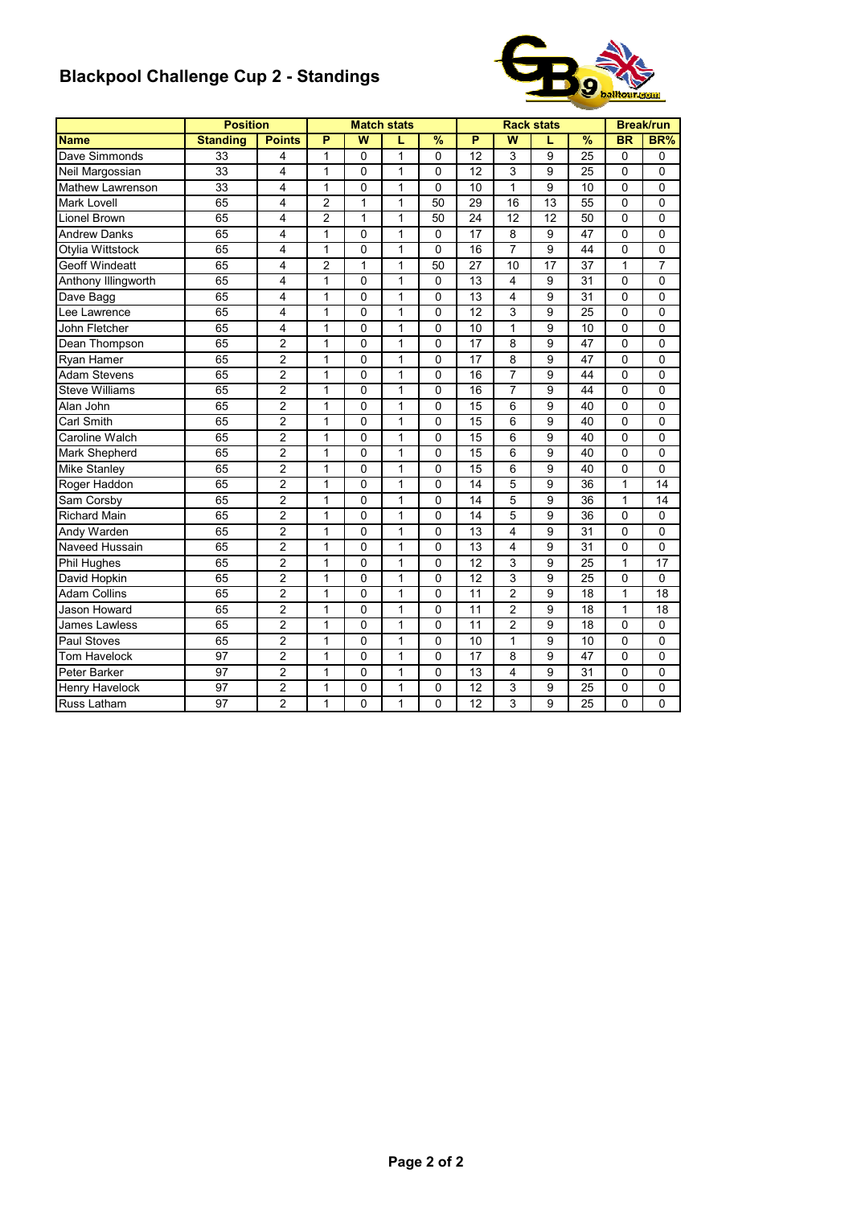## Blackpool Challenge Cup 2 - Standings

| Name | Position | | Match stats | | | | Rack stats | | | | Break/run | |
|---|---|---|---|---|---|---|---|---|---|---|---|---|
| | Standing | Points | P | W | L | % | P | W | L | % | BR | BR% |
| Dave Simmonds | 33 | 4 | 1 | 0 | 1 | 0 | 12 | 3 | 9 | 25 | 0 | 0 |
| Neil Margossian | 33 | 4 | 1 | 0 | 1 | 0 | 12 | 3 | 9 | 25 | 0 | 0 |
| Mathew Lawrenson | 33 | 4 | 1 | 0 | 1 | 0 | 10 | 1 | 9 | 10 | 0 | 0 |
| Mark Lovell | 65 | 4 | 2 | 1 | 1 | 50 | 29 | 16 | 13 | 55 | 0 | 0 |
| Lionel Brown | 65 | 4 | 2 | 1 | 1 | 50 | 24 | 12 | 12 | 50 | 0 | 0 |
| Andrew Danks | 65 | 4 | 1 | 0 | 1 | 0 | 17 | 8 | 9 | 47 | 0 | 0 |
| Otylia Wittstock | 65 | 4 | 1 | 0 | 1 | 0 | 16 | 7 | 9 | 44 | 0 | 0 |
| Geoff Windeatt | 65 | 4 | 2 | 1 | 1 | 50 | 27 | 10 | 17 | 37 | 1 | 7 |
| Anthony Illingworth | 65 | 4 | 1 | 0 | 1 | 0 | 13 | 4 | 9 | 31 | 0 | 0 |
| Dave Bagg | 65 | 4 | 1 | 0 | 1 | 0 | 13 | 4 | 9 | 31 | 0 | 0 |
| Lee Lawrence | 65 | 4 | 1 | 0 | 1 | 0 | 12 | 3 | 9 | 25 | 0 | 0 |
| John Fletcher | 65 | 4 | 1 | 0 | 1 | 0 | 10 | 1 | 9 | 10 | 0 | 0 |
| Dean Thompson | 65 | 2 | 1 | 0 | 1 | 0 | 17 | 8 | 9 | 47 | 0 | 0 |
| Ryan Hamer | 65 | 2 | 1 | 0 | 1 | 0 | 17 | 8 | 9 | 47 | 0 | 0 |
| Adam Stevens | 65 | 2 | 1 | 0 | 1 | 0 | 16 | 7 | 9 | 44 | 0 | 0 |
| Steve Williams | 65 | 2 | 1 | 0 | 1 | 0 | 16 | 7 | 9 | 44 | 0 | 0 |
| Alan John | 65 | 2 | 1 | 0 | 1 | 0 | 15 | 6 | 9 | 40 | 0 | 0 |
| Carl Smith | 65 | 2 | 1 | 0 | 1 | 0 | 15 | 6 | 9 | 40 | 0 | 0 |
| Caroline Walch | 65 | 2 | 1 | 0 | 1 | 0 | 15 | 6 | 9 | 40 | 0 | 0 |
| Mark Shepherd | 65 | 2 | 1 | 0 | 1 | 0 | 15 | 6 | 9 | 40 | 0 | 0 |
| Mike Stanley | 65 | 2 | 1 | 0 | 1 | 0 | 15 | 6 | 9 | 40 | 0 | 0 |
| Roger Haddon | 65 | 2 | 1 | 0 | 1 | 0 | 14 | 5 | 9 | 36 | 1 | 14 |
| Sam Corsby | 65 | 2 | 1 | 0 | 1 | 0 | 14 | 5 | 9 | 36 | 1 | 14 |
| Richard Main | 65 | 2 | 1 | 0 | 1 | 0 | 14 | 5 | 9 | 36 | 0 | 0 |
| Andy Warden | 65 | 2 | 1 | 0 | 1 | 0 | 13 | 4 | 9 | 31 | 0 | 0 |
| Naveed Hussain | 65 | 2 | 1 | 0 | 1 | 0 | 13 | 4 | 9 | 31 | 0 | 0 |
| Phil Hughes | 65 | 2 | 1 | 0 | 1 | 0 | 12 | 3 | 9 | 25 | 1 | 17 |
| David Hopkin | 65 | 2 | 1 | 0 | 1 | 0 | 12 | 3 | 9 | 25 | 0 | 0 |
| Adam Collins | 65 | 2 | 1 | 0 | 1 | 0 | 11 | 2 | 9 | 18 | 1 | 18 |
| Jason Howard | 65 | 2 | 1 | 0 | 1 | 0 | 11 | 2 | 9 | 18 | 1 | 18 |
| James Lawless | 65 | 2 | 1 | 0 | 1 | 0 | 11 | 2 | 9 | 18 | 0 | 0 |
| Paul Stoves | 65 | 2 | 1 | 0 | 1 | 0 | 10 | 1 | 9 | 10 | 0 | 0 |
| Tom Havelock | 97 | 2 | 1 | 0 | 1 | 0 | 17 | 8 | 9 | 47 | 0 | 0 |
| Peter Barker | 97 | 2 | 1 | 0 | 1 | 0 | 13 | 4 | 9 | 31 | 0 | 0 |
| Henry Havelock | 97 | 2 | 1 | 0 | 1 | 0 | 12 | 3 | 9 | 25 | 0 | 0 |
| Russ Latham | 97 | 2 | 1 | 0 | 1 | 0 | 12 | 3 | 9 | 25 | 0 | 0 |